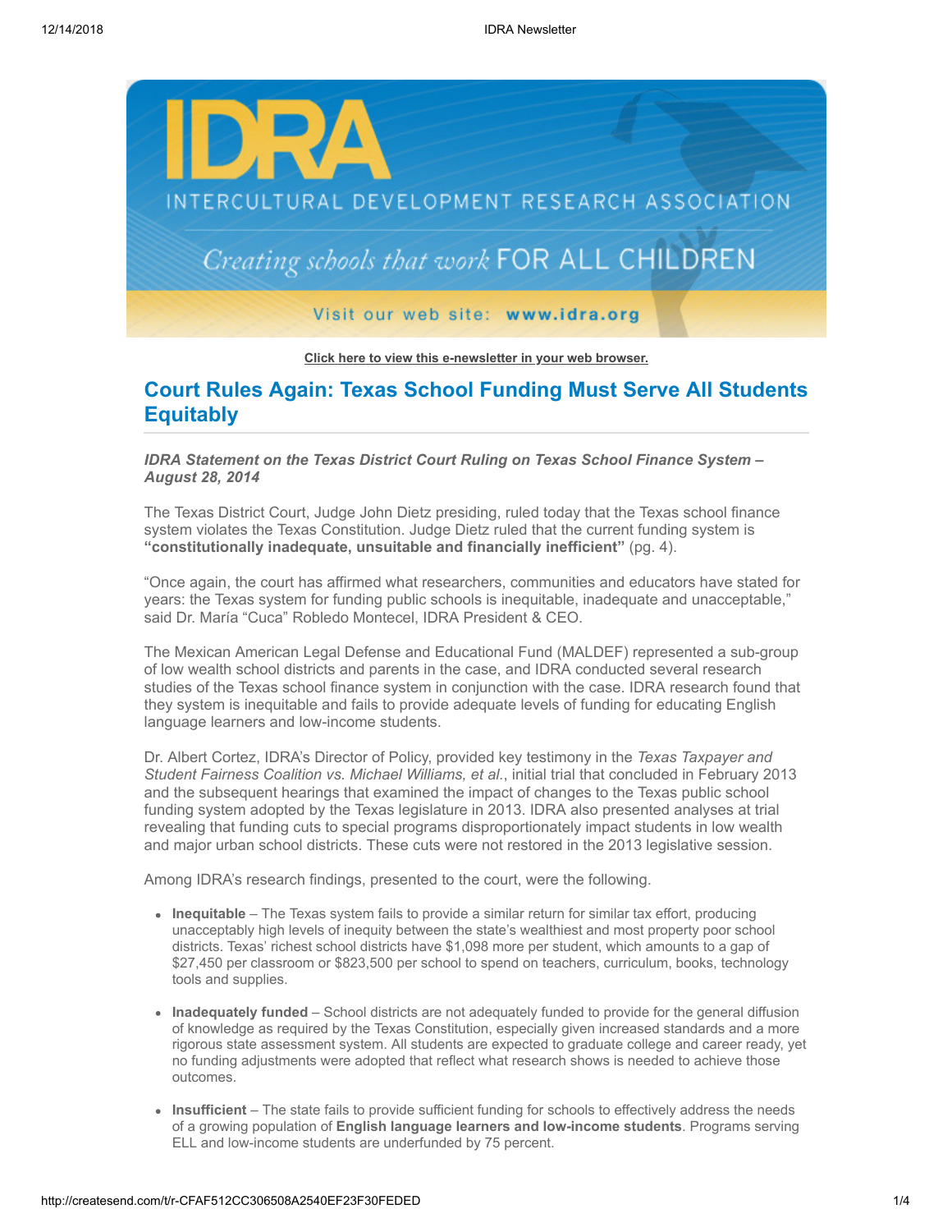IDRA

INTERCULTURAL DEVELOPMENT RESEARCH ASSOCIATION

*Creating schools that work* FOR ALL CHILDREN

Visit our web site: **www.idra.org**

**Click here to view this e-newsletter in your web browser.**

## Court Rules Again: Texas School Funding Must Serve All Students Equitably

***IDRA Statement on the Texas District Court Ruling on Texas School Finance System – August 28, 2014***

The Texas District Court, Judge John Dietz presiding, ruled today that the Texas school finance system violates the Texas Constitution. Judge Dietz ruled that the current funding system is **"constitutionally inadequate, unsuitable and financially inefficient"** (pg. 4).

"Once again, the court has affirmed what researchers, communities and educators have stated for years: the Texas system for funding public schools is inequitable, inadequate and unacceptable," said Dr. María "Cuca" Robledo Montecel, IDRA President & CEO.

The Mexican American Legal Defense and Educational Fund (MALDEF) represented a sub-group of low wealth school districts and parents in the case, and IDRA conducted several research studies of the Texas school finance system in conjunction with the case. IDRA research found that they system is inequitable and fails to provide adequate levels of funding for educating English language learners and low-income students.

Dr. Albert Cortez, IDRA's Director of Policy, provided key testimony in the *Texas Taxpayer and Student Fairness Coalition vs. Michael Williams, et al.*, initial trial that concluded in February 2013 and the subsequent hearings that examined the impact of changes to the Texas public school funding system adopted by the Texas legislature in 2013. IDRA also presented analyses at trial revealing that funding cuts to special programs disproportionately impact students in low wealth and major urban school districts. These cuts were not restored in the 2013 legislative session.

Among IDRA's research findings, presented to the court, were the following.

- **Inequitable** – The Texas system fails to provide a similar return for similar tax effort, producing unacceptably high levels of inequity between the state's wealthiest and most property poor school districts. Texas' richest school districts have $1,098 more per student, which amounts to a gap of $27,450 per classroom or $823,500 per school to spend on teachers, curriculum, books, technology tools and supplies.

- **Inadequately funded** – School districts are not adequately funded to provide for the general diffusion of knowledge as required by the Texas Constitution, especially given increased standards and a more rigorous state assessment system. All students are expected to graduate college and career ready, yet no funding adjustments were adopted that reflect what research shows is needed to achieve those outcomes.

- **Insufficient** – The state fails to provide sufficient funding for schools to effectively address the needs of a growing population of **English language learners and low-income students**. Programs serving ELL and low-income students are underfunded by 75 percent.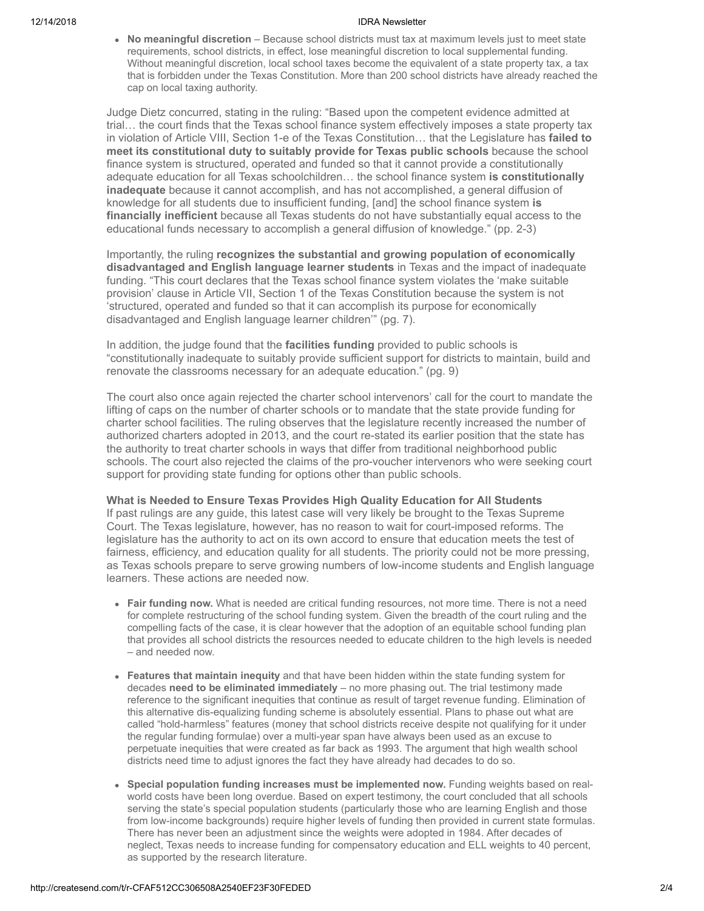- **No meaningful discretion** – Because school districts must tax at maximum levels just to meet state requirements, school districts, in effect, lose meaningful discretion to local supplemental funding. Without meaningful discretion, local school taxes become the equivalent of a state property tax, a tax that is forbidden under the Texas Constitution. More than 200 school districts have already reached the cap on local taxing authority.

Judge Dietz concurred, stating in the ruling: "Based upon the competent evidence admitted at trial… the court finds that the Texas school finance system effectively imposes a state property tax in violation of Article VIII, Section 1-e of the Texas Constitution… that the Legislature has **failed to meet its constitutional duty to suitably provide for Texas public schools** because the school finance system is structured, operated and funded so that it cannot provide a constitutionally adequate education for all Texas schoolchildren… the school finance system **is constitutionally inadequate** because it cannot accomplish, and has not accomplished, a general diffusion of knowledge for all students due to insufficient funding, [and] the school finance system **is financially inefficient** because all Texas students do not have substantially equal access to the educational funds necessary to accomplish a general diffusion of knowledge." (pp. 2-3)

Importantly, the ruling **recognizes the substantial and growing population of economically disadvantaged and English language learner students** in Texas and the impact of inadequate funding. "This court declares that the Texas school finance system violates the 'make suitable provision' clause in Article VII, Section 1 of the Texas Constitution because the system is not 'structured, operated and funded so that it can accomplish its purpose for economically disadvantaged and English language learner children'" (pg. 7).

In addition, the judge found that the **facilities funding** provided to public schools is "constitutionally inadequate to suitably provide sufficient support for districts to maintain, build and renovate the classrooms necessary for an adequate education." (pg. 9)

The court also once again rejected the charter school intervenors' call for the court to mandate the lifting of caps on the number of charter schools or to mandate that the state provide funding for charter school facilities. The ruling observes that the legislature recently increased the number of authorized charters adopted in 2013, and the court re-stated its earlier position that the state has the authority to treat charter schools in ways that differ from traditional neighborhood public schools. The court also rejected the claims of the pro-voucher intervenors who were seeking court support for providing state funding for options other than public schools.

**What is Needed to Ensure Texas Provides High Quality Education for All Students**

If past rulings are any guide, this latest case will very likely be brought to the Texas Supreme Court. The Texas legislature, however, has no reason to wait for court-imposed reforms. The legislature has the authority to act on its own accord to ensure that education meets the test of fairness, efficiency, and education quality for all students. The priority could not be more pressing, as Texas schools prepare to serve growing numbers of low-income students and English language learners. These actions are needed now.

- **Fair funding now.** What is needed are critical funding resources, not more time. There is not a need for complete restructuring of the school funding system. Given the breadth of the court ruling and the compelling facts of the case, it is clear however that the adoption of an equitable school funding plan that provides all school districts the resources needed to educate children to the high levels is needed – and needed now.
- **Features that maintain inequity** and that have been hidden within the state funding system for decades **need to be eliminated immediately** – no more phasing out. The trial testimony made reference to the significant inequities that continue as result of target revenue funding. Elimination of this alternative dis-equalizing funding scheme is absolutely essential. Plans to phase out what are called "hold-harmless" features (money that school districts receive despite not qualifying for it under the regular funding formulae) over a multi-year span have always been used as an excuse to perpetuate inequities that were created as far back as 1993. The argument that high wealth school districts need time to adjust ignores the fact they have already had decades to do so.
- **Special population funding increases must be implemented now.** Funding weights based on real-world costs have been long overdue. Based on expert testimony, the court concluded that all schools serving the state's special population students (particularly those who are learning English and those from low-income backgrounds) require higher levels of funding then provided in current state formulas. There has never been an adjustment since the weights were adopted in 1984. After decades of neglect, Texas needs to increase funding for compensatory education and ELL weights to 40 percent, as supported by the research literature.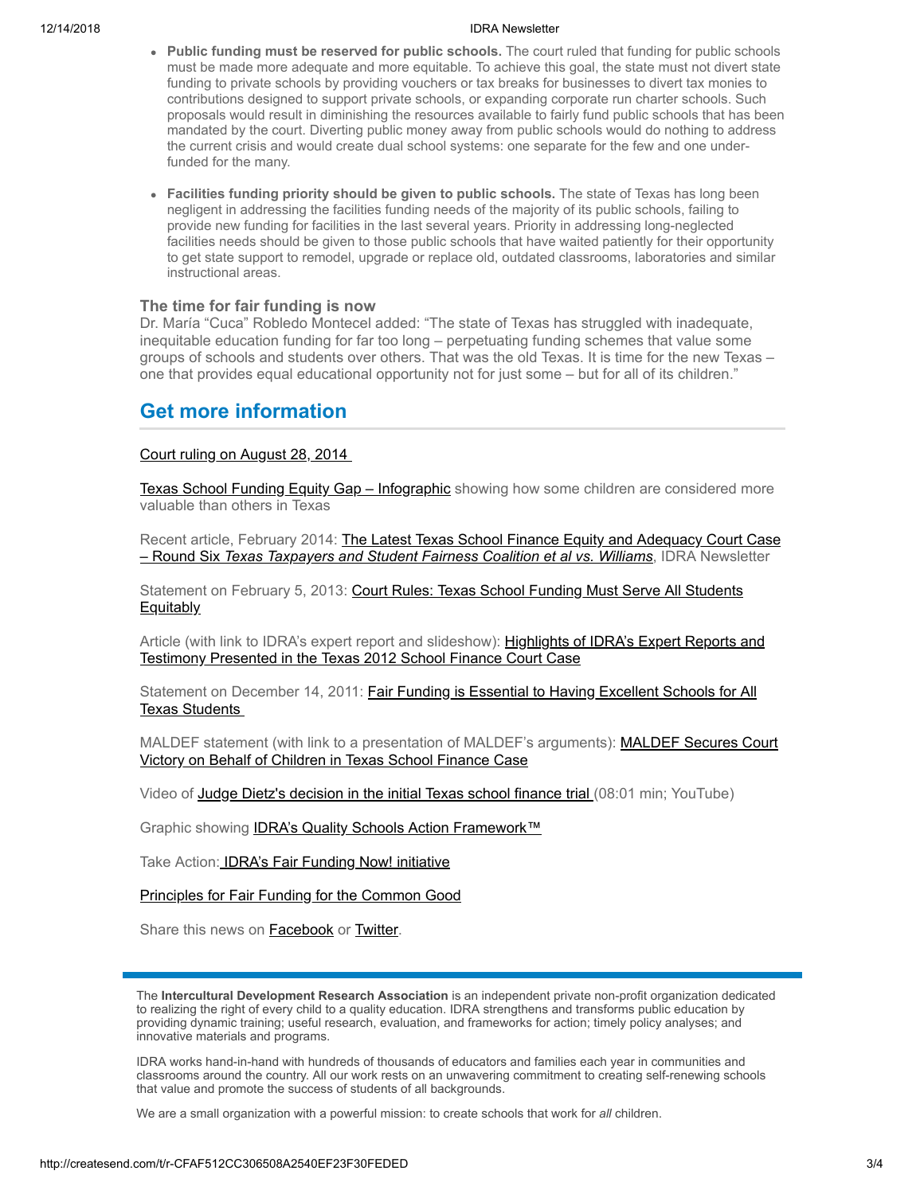- **Public funding must be reserved for public schools.** The court ruled that funding for public schools must be made more adequate and more equitable. To achieve this goal, the state must not divert state funding to private schools by providing vouchers or tax breaks for businesses to divert tax monies to contributions designed to support private schools, or expanding corporate run charter schools. Such proposals would result in diminishing the resources available to fairly fund public schools that has been mandated by the court. Diverting public money away from public schools would do nothing to address the current crisis and would create dual school systems: one separate for the few and one under-funded for the many.

- **Facilities funding priority should be given to public schools.** The state of Texas has long been negligent in addressing the facilities funding needs of the majority of its public schools, failing to provide new funding for facilities in the last several years. Priority in addressing long-neglected facilities needs should be given to those public schools that have waited patiently for their opportunity to get state support to remodel, upgrade or replace old, outdated classrooms, laboratories and similar instructional areas.

### The time for fair funding is now

Dr. María "Cuca" Robledo Montecel added: "The state of Texas has struggled with inadequate, inequitable education funding for far too long – perpetuating funding schemes that value some groups of schools and students over others. That was the old Texas. It is time for the new Texas – one that provides equal educational opportunity not for just some – but for all of its children."

## Get more information

Court ruling on August 28, 2014

Texas School Funding Equity Gap – Infographic showing how some children are considered more valuable than others in Texas

Recent article, February 2014: The Latest Texas School Finance Equity and Adequacy Court Case – Round Six *Texas Taxpayers and Student Fairness Coalition et al vs. Williams*, IDRA Newsletter

Statement on February 5, 2013: Court Rules: Texas School Funding Must Serve All Students Equitably

Article (with link to IDRA's expert report and slideshow): Highlights of IDRA's Expert Reports and Testimony Presented in the Texas 2012 School Finance Court Case

Statement on December 14, 2011: Fair Funding is Essential to Having Excellent Schools for All Texas Students

MALDEF statement (with link to a presentation of MALDEF's arguments): MALDEF Secures Court Victory on Behalf of Children in Texas School Finance Case

Video of Judge Dietz's decision in the initial Texas school finance trial (08:01 min; YouTube)

Graphic showing IDRA's Quality Schools Action Framework™

Take Action: IDRA's Fair Funding Now! initiative

Principles for Fair Funding for the Common Good

Share this news on Facebook or Twitter.

---

The **Intercultural Development Research Association** is an independent private non-profit organization dedicated to realizing the right of every child to a quality education. IDRA strengthens and transforms public education by providing dynamic training; useful research, evaluation, and frameworks for action; timely policy analyses; and innovative materials and programs.

IDRA works hand-in-hand with hundreds of thousands of educators and families each year in communities and classrooms around the country. All our work rests on an unwavering commitment to creating self-renewing schools that value and promote the success of students of all backgrounds.

We are a small organization with a powerful mission: to create schools that work for *all* children.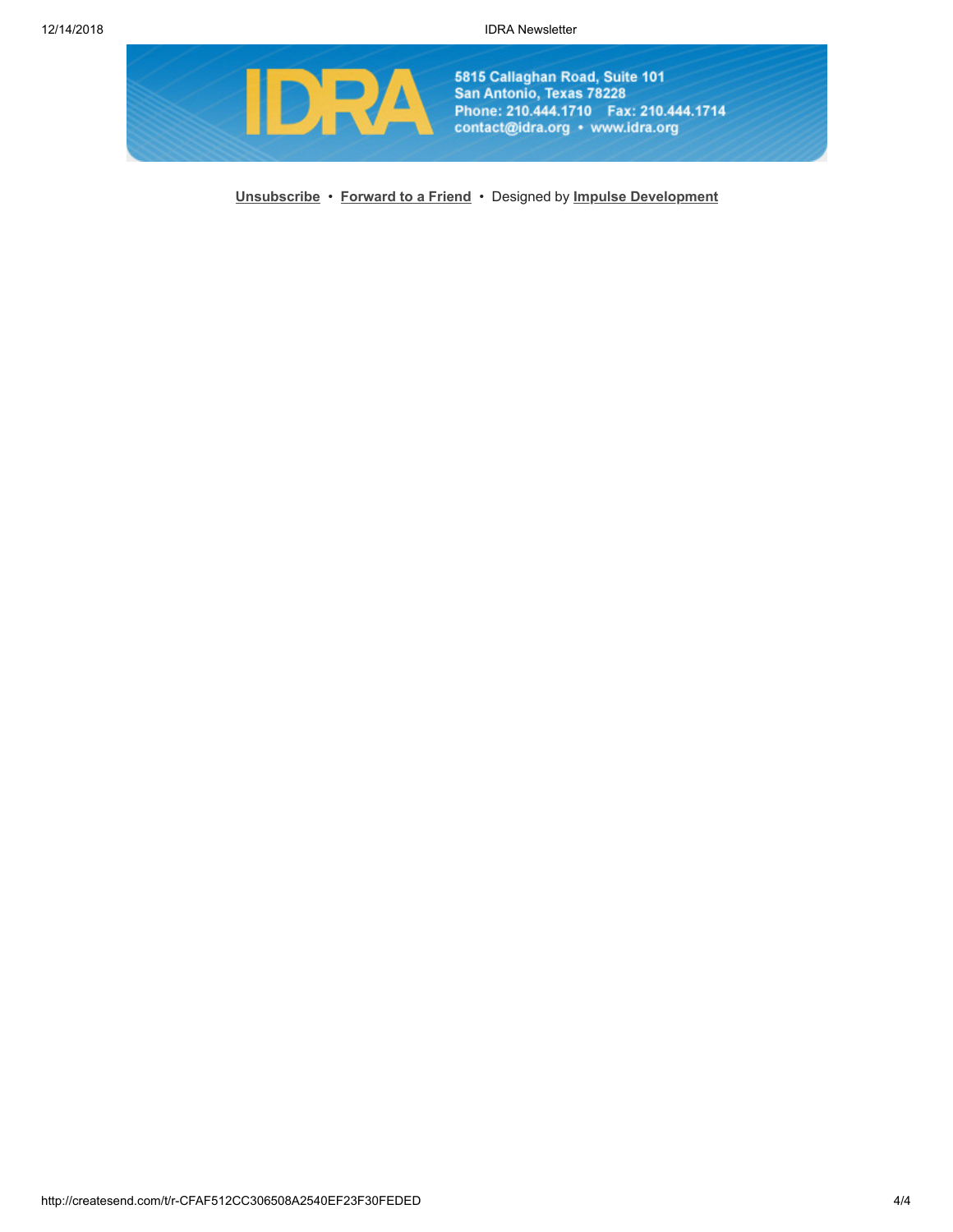IDRA

5815 Callaghan Road, Suite 101
San Antonio, Texas 78228
Phone: 210.444.1710 Fax: 210.444.1714
contact@idra.org • www.idra.org

**Unsubscribe** • **Forward to a Friend** • Designed by **Impulse Development**